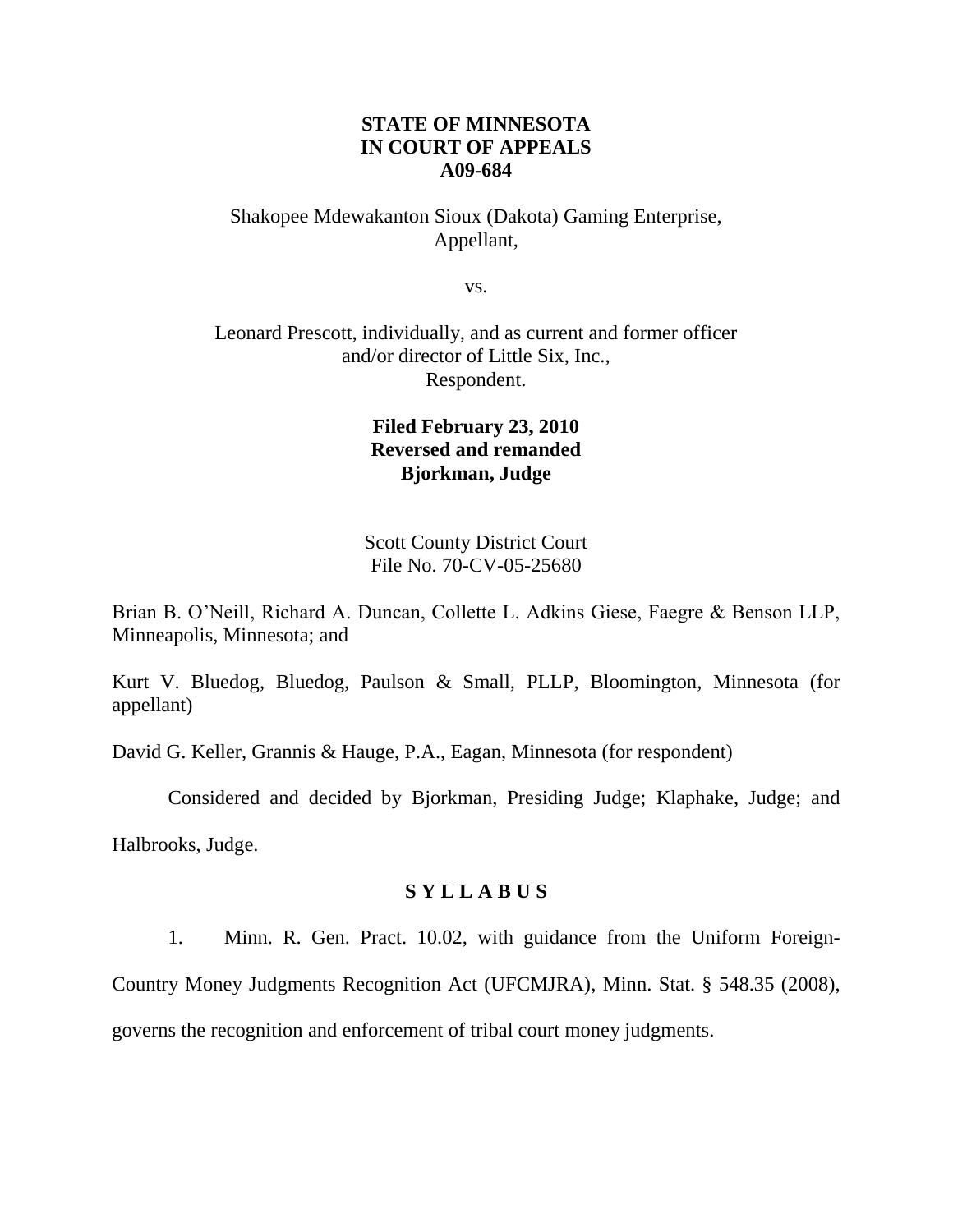**STATE OF MINNESOTA**
**IN COURT OF APPEALS**
**A09-684**

Shakopee Mdewakanton Sioux (Dakota) Gaming Enterprise,
Appellant,

vs.

Leonard Prescott, individually, and as current and former officer
and/or director of Little Six, Inc.,
Respondent.

**Filed February 23, 2010**
**Reversed and remanded**
**Bjorkman, Judge**

Scott County District Court
File No. 70-CV-05-25680

Brian B. O'Neill, Richard A. Duncan, Collette L. Adkins Giese, Faegre & Benson LLP, Minneapolis, Minnesota; and

Kurt V. Bluedog, Bluedog, Paulson & Small, PLLP, Bloomington, Minnesota (for appellant)

David G. Keller, Grannis & Hauge, P.A., Eagan, Minnesota (for respondent)

Considered and decided by Bjorkman, Presiding Judge; Klaphake, Judge; and Halbrooks, Judge.

## S Y L L A B U S

1. Minn. R. Gen. Pract. 10.02, with guidance from the Uniform Foreign-Country Money Judgments Recognition Act (UFCMJRA), Minn. Stat. § 548.35 (2008), governs the recognition and enforcement of tribal court money judgments.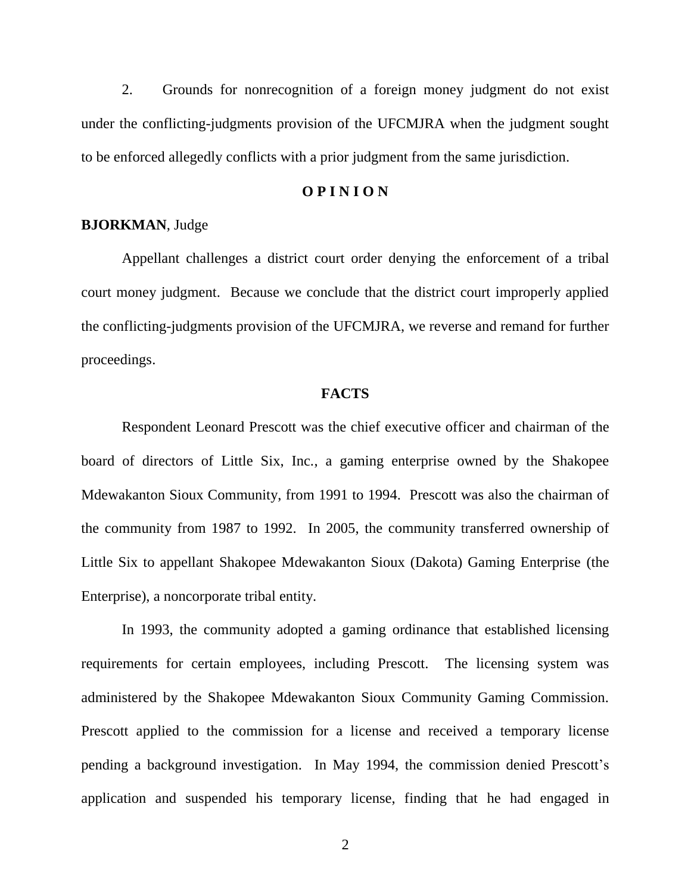2. Grounds for nonrecognition of a foreign money judgment do not exist under the conflicting-judgments provision of the UFCMJRA when the judgment sought to be enforced allegedly conflicts with a prior judgment from the same jurisdiction.

## O P I N I O N

**BJORKMAN**, Judge

Appellant challenges a district court order denying the enforcement of a tribal court money judgment. Because we conclude that the district court improperly applied the conflicting-judgments provision of the UFCMJRA, we reverse and remand for further proceedings.

## FACTS

Respondent Leonard Prescott was the chief executive officer and chairman of the board of directors of Little Six, Inc., a gaming enterprise owned by the Shakopee Mdewakanton Sioux Community, from 1991 to 1994. Prescott was also the chairman of the community from 1987 to 1992. In 2005, the community transferred ownership of Little Six to appellant Shakopee Mdewakanton Sioux (Dakota) Gaming Enterprise (the Enterprise), a noncorporate tribal entity.

In 1993, the community adopted a gaming ordinance that established licensing requirements for certain employees, including Prescott. The licensing system was administered by the Shakopee Mdewakanton Sioux Community Gaming Commission. Prescott applied to the commission for a license and received a temporary license pending a background investigation. In May 1994, the commission denied Prescott's application and suspended his temporary license, finding that he had engaged in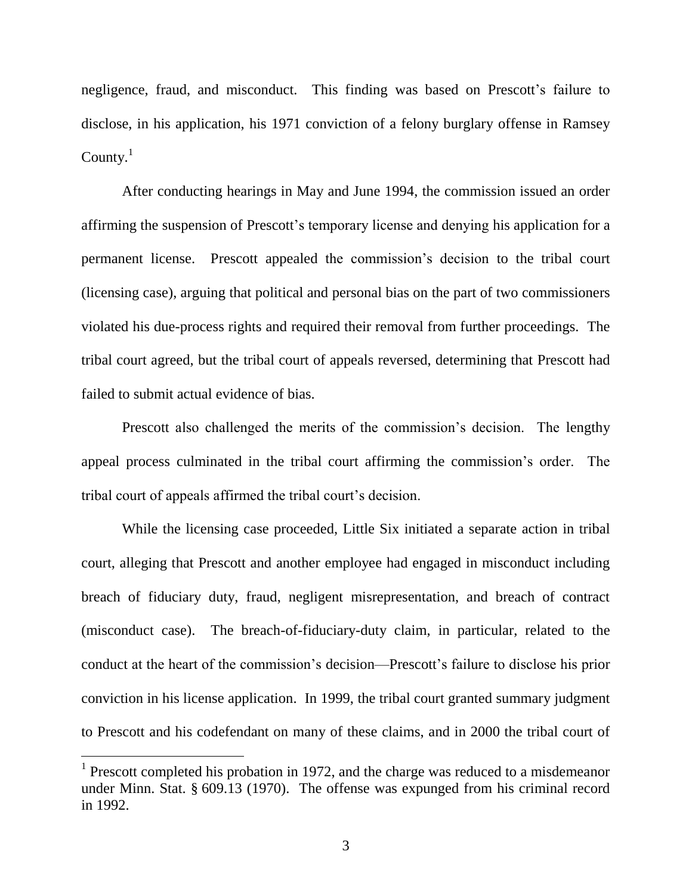negligence, fraud, and misconduct. This finding was based on Prescott's failure to disclose, in his application, his 1971 conviction of a felony burglary offense in Ramsey County.[1]

After conducting hearings in May and June 1994, the commission issued an order affirming the suspension of Prescott's temporary license and denying his application for a permanent license. Prescott appealed the commission's decision to the tribal court (licensing case), arguing that political and personal bias on the part of two commissioners violated his due-process rights and required their removal from further proceedings. The tribal court agreed, but the tribal court of appeals reversed, determining that Prescott had failed to submit actual evidence of bias.

Prescott also challenged the merits of the commission's decision. The lengthy appeal process culminated in the tribal court affirming the commission's order. The tribal court of appeals affirmed the tribal court's decision.

While the licensing case proceeded, Little Six initiated a separate action in tribal court, alleging that Prescott and another employee had engaged in misconduct including breach of fiduciary duty, fraud, negligent misrepresentation, and breach of contract (misconduct case). The breach-of-fiduciary-duty claim, in particular, related to the conduct at the heart of the commission's decision—Prescott's failure to disclose his prior conviction in his license application. In 1999, the tribal court granted summary judgment to Prescott and his codefendant on many of these claims, and in 2000 the tribal court of

---

[1] Prescott completed his probation in 1972, and the charge was reduced to a misdemeanor under Minn. Stat. § 609.13 (1970). The offense was expunged from his criminal record in 1992.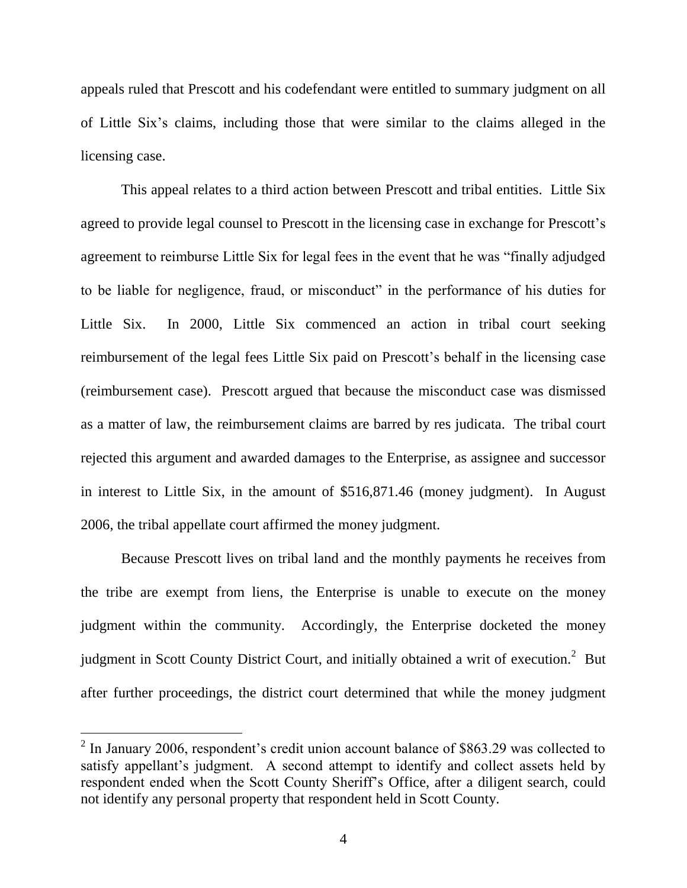appeals ruled that Prescott and his codefendant were entitled to summary judgment on all of Little Six's claims, including those that were similar to the claims alleged in the licensing case.

This appeal relates to a third action between Prescott and tribal entities. Little Six agreed to provide legal counsel to Prescott in the licensing case in exchange for Prescott's agreement to reimburse Little Six for legal fees in the event that he was "finally adjudged to be liable for negligence, fraud, or misconduct" in the performance of his duties for Little Six. In 2000, Little Six commenced an action in tribal court seeking reimbursement of the legal fees Little Six paid on Prescott's behalf in the licensing case (reimbursement case). Prescott argued that because the misconduct case was dismissed as a matter of law, the reimbursement claims are barred by res judicata. The tribal court rejected this argument and awarded damages to the Enterprise, as assignee and successor in interest to Little Six, in the amount of $516,871.46 (money judgment). In August 2006, the tribal appellate court affirmed the money judgment.

Because Prescott lives on tribal land and the monthly payments he receives from the tribe are exempt from liens, the Enterprise is unable to execute on the money judgment within the community. Accordingly, the Enterprise docketed the money judgment in Scott County District Court, and initially obtained a writ of execution.[2] But after further proceedings, the district court determined that while the money judgment

[2] In January 2006, respondent's credit union account balance of $863.29 was collected to satisfy appellant's judgment. A second attempt to identify and collect assets held by respondent ended when the Scott County Sheriff's Office, after a diligent search, could not identify any personal property that respondent held in Scott County.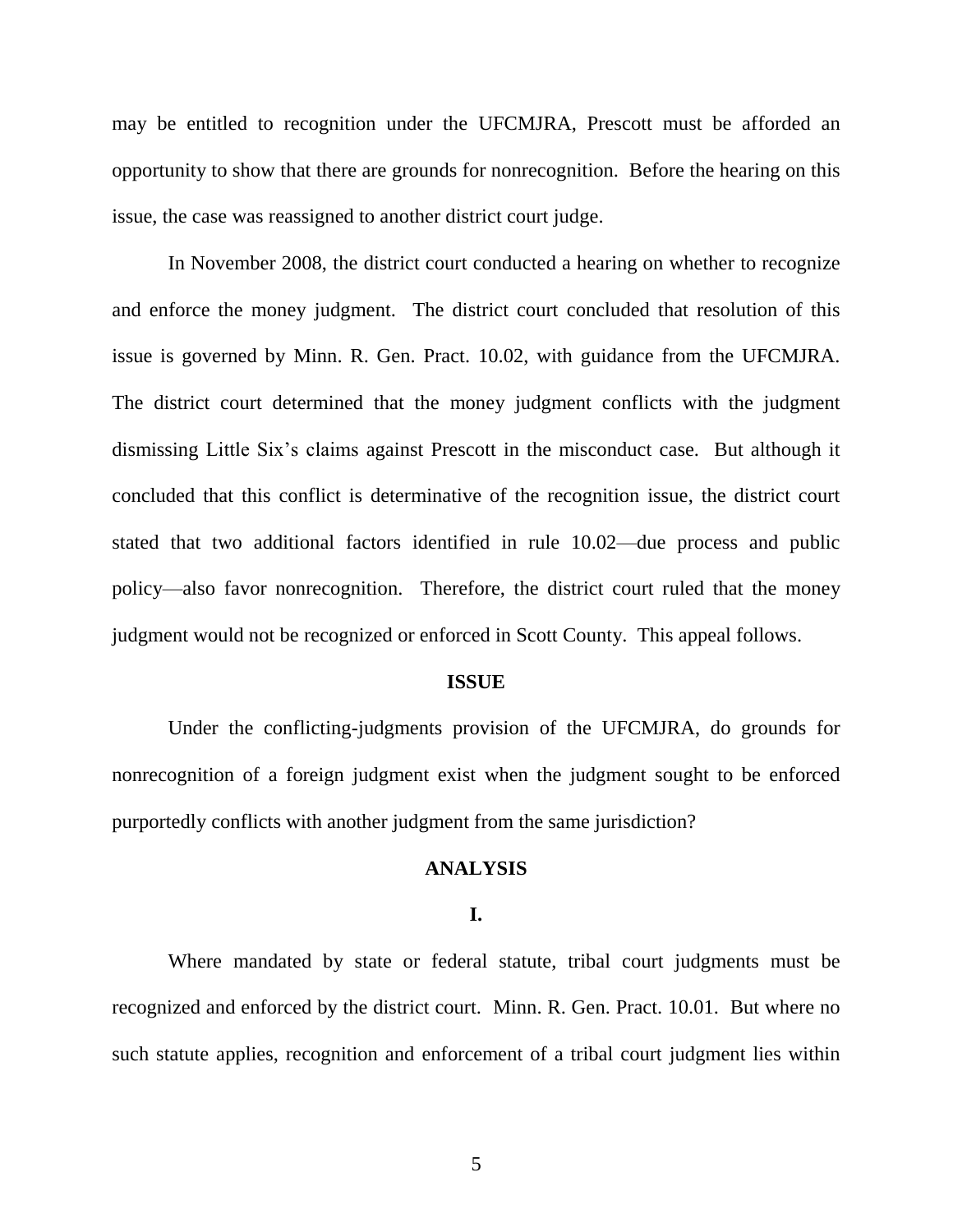may be entitled to recognition under the UFCMJRA, Prescott must be afforded an opportunity to show that there are grounds for nonrecognition. Before the hearing on this issue, the case was reassigned to another district court judge.

In November 2008, the district court conducted a hearing on whether to recognize and enforce the money judgment. The district court concluded that resolution of this issue is governed by Minn. R. Gen. Pract. 10.02, with guidance from the UFCMJRA. The district court determined that the money judgment conflicts with the judgment dismissing Little Six's claims against Prescott in the misconduct case. But although it concluded that this conflict is determinative of the recognition issue, the district court stated that two additional factors identified in rule 10.02—due process and public policy—also favor nonrecognition. Therefore, the district court ruled that the money judgment would not be recognized or enforced in Scott County. This appeal follows.

## ISSUE

Under the conflicting-judgments provision of the UFCMJRA, do grounds for nonrecognition of a foreign judgment exist when the judgment sought to be enforced purportedly conflicts with another judgment from the same jurisdiction?

## ANALYSIS

### I.

Where mandated by state or federal statute, tribal court judgments must be recognized and enforced by the district court. Minn. R. Gen. Pract. 10.01. But where no such statute applies, recognition and enforcement of a tribal court judgment lies within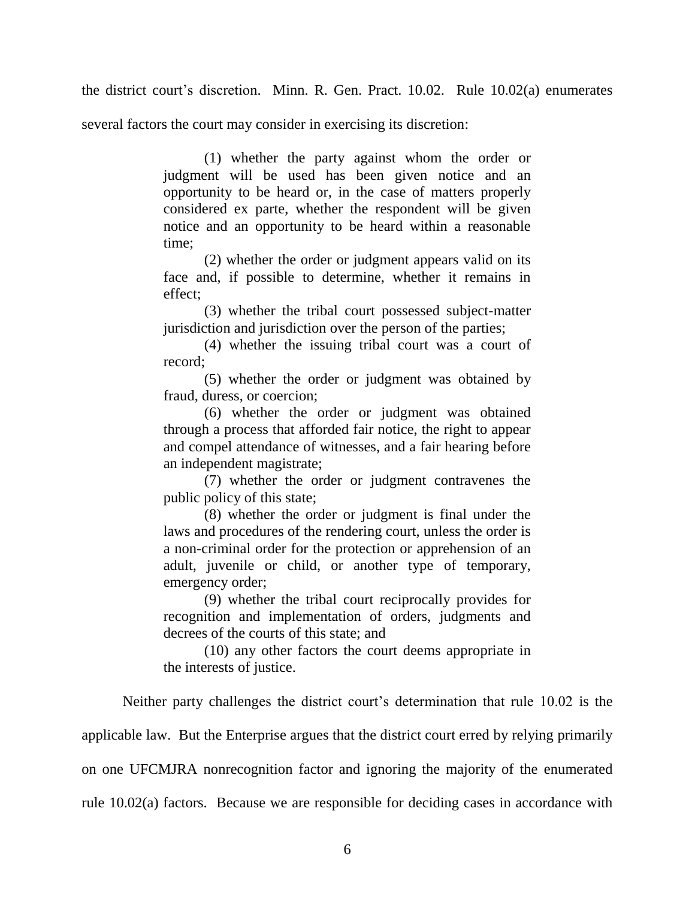the district court's discretion. Minn. R. Gen. Pract. 10.02. Rule 10.02(a) enumerates several factors the court may consider in exercising its discretion:

> (1) whether the party against whom the order or judgment will be used has been given notice and an opportunity to be heard or, in the case of matters properly considered ex parte, whether the respondent will be given notice and an opportunity to be heard within a reasonable time;
>
> (2) whether the order or judgment appears valid on its face and, if possible to determine, whether it remains in effect;
>
> (3) whether the tribal court possessed subject-matter jurisdiction and jurisdiction over the person of the parties;
>
> (4) whether the issuing tribal court was a court of record;
>
> (5) whether the order or judgment was obtained by fraud, duress, or coercion;
>
> (6) whether the order or judgment was obtained through a process that afforded fair notice, the right to appear and compel attendance of witnesses, and a fair hearing before an independent magistrate;
>
> (7) whether the order or judgment contravenes the public policy of this state;
>
> (8) whether the order or judgment is final under the laws and procedures of the rendering court, unless the order is a non-criminal order for the protection or apprehension of an adult, juvenile or child, or another type of temporary, emergency order;
>
> (9) whether the tribal court reciprocally provides for recognition and implementation of orders, judgments and decrees of the courts of this state; and
>
> (10) any other factors the court deems appropriate in the interests of justice.

Neither party challenges the district court's determination that rule 10.02 is the applicable law. But the Enterprise argues that the district court erred by relying primarily on one UFCMJRA nonrecognition factor and ignoring the majority of the enumerated rule 10.02(a) factors. Because we are responsible for deciding cases in accordance with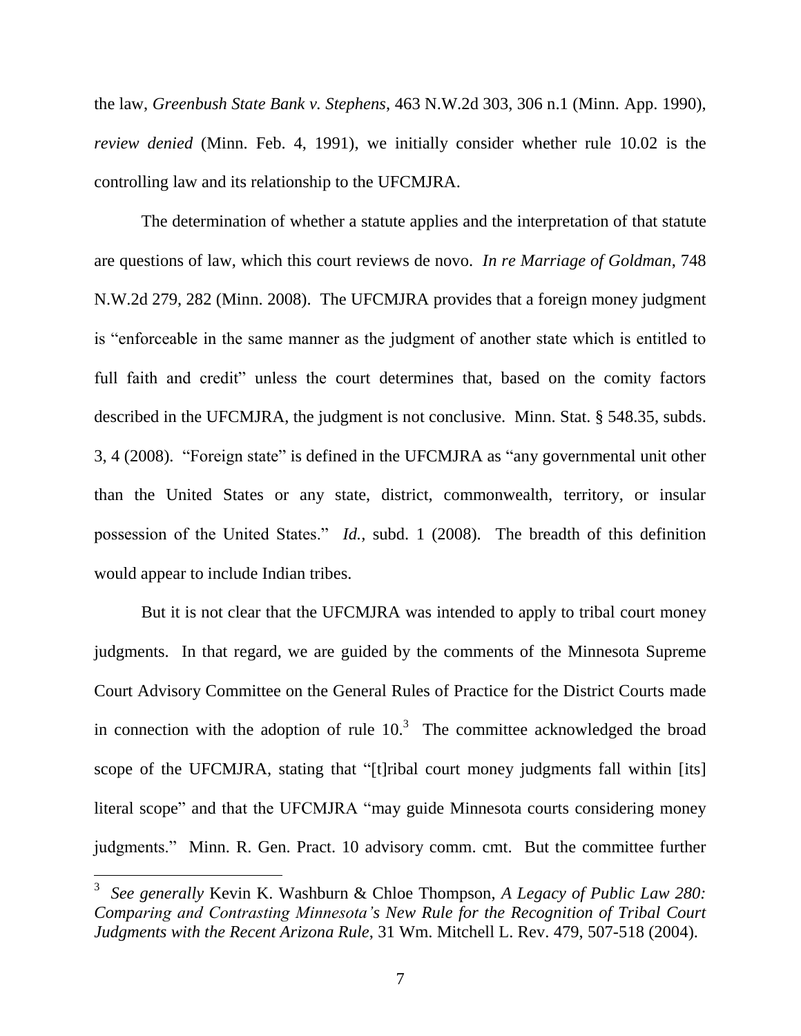the law, *Greenbush State Bank v. Stephens*, 463 N.W.2d 303, 306 n.1 (Minn. App. 1990), *review denied* (Minn. Feb. 4, 1991), we initially consider whether rule 10.02 is the controlling law and its relationship to the UFCMJRA.

The determination of whether a statute applies and the interpretation of that statute are questions of law, which this court reviews de novo. *In re Marriage of Goldman*, 748 N.W.2d 279, 282 (Minn. 2008). The UFCMJRA provides that a foreign money judgment is "enforceable in the same manner as the judgment of another state which is entitled to full faith and credit" unless the court determines that, based on the comity factors described in the UFCMJRA, the judgment is not conclusive. Minn. Stat. § 548.35, subds. 3, 4 (2008). "Foreign state" is defined in the UFCMJRA as "any governmental unit other than the United States or any state, district, commonwealth, territory, or insular possession of the United States." *Id.*, subd. 1 (2008). The breadth of this definition would appear to include Indian tribes.

But it is not clear that the UFCMJRA was intended to apply to tribal court money judgments. In that regard, we are guided by the comments of the Minnesota Supreme Court Advisory Committee on the General Rules of Practice for the District Courts made in connection with the adoption of rule 10.[3] The committee acknowledged the broad scope of the UFCMJRA, stating that "[t]ribal court money judgments fall within [its] literal scope" and that the UFCMJRA "may guide Minnesota courts considering money judgments." Minn. R. Gen. Pract. 10 advisory comm. cmt. But the committee further

---

[3] *See generally* Kevin K. Washburn & Chloe Thompson, *A Legacy of Public Law 280: Comparing and Contrasting Minnesota's New Rule for the Recognition of Tribal Court Judgments with the Recent Arizona Rule*, 31 Wm. Mitchell L. Rev. 479, 507-518 (2004).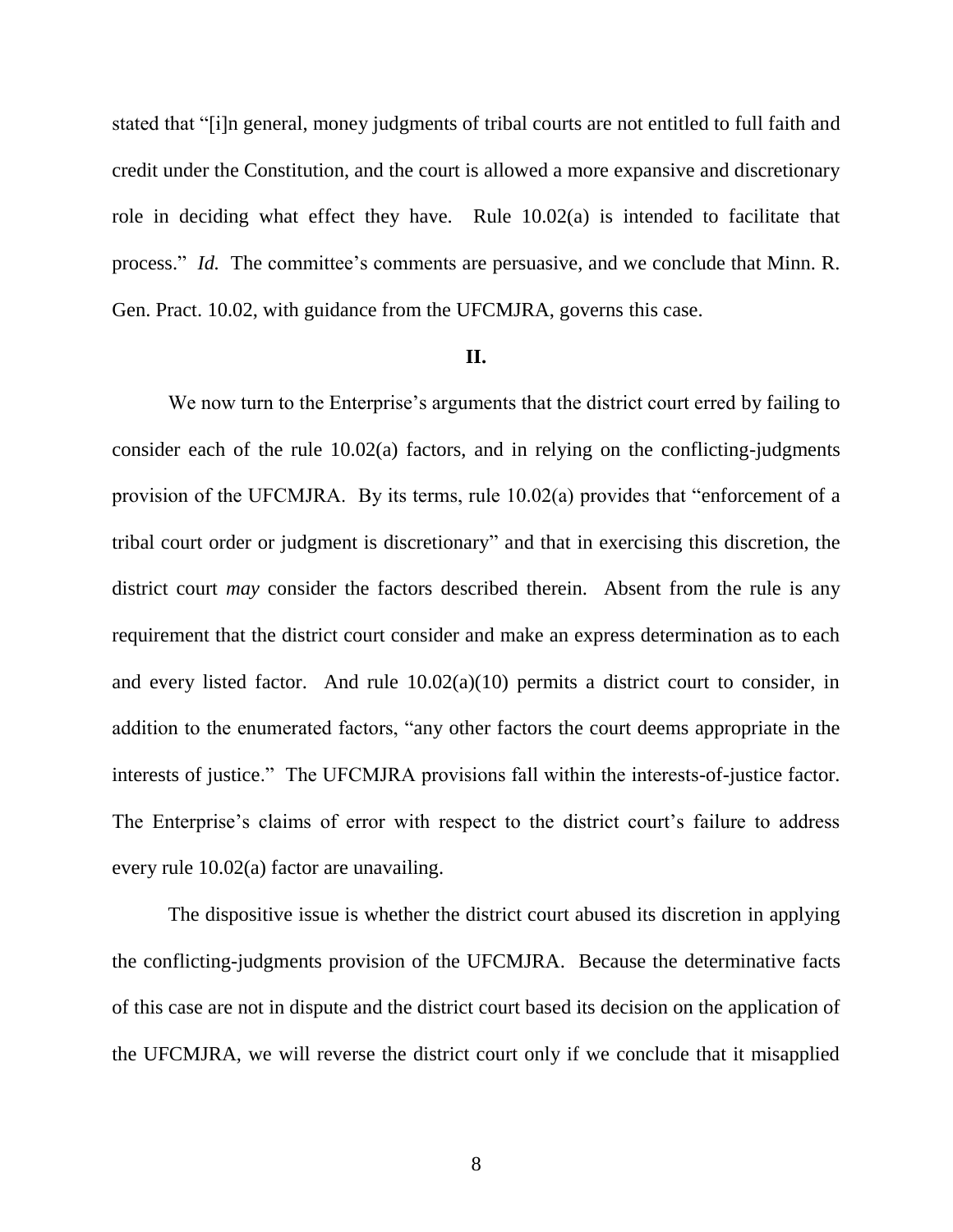stated that "[i]n general, money judgments of tribal courts are not entitled to full faith and credit under the Constitution, and the court is allowed a more expansive and discretionary role in deciding what effect they have. Rule 10.02(a) is intended to facilitate that process." *Id.* The committee's comments are persuasive, and we conclude that Minn. R. Gen. Pract. 10.02, with guidance from the UFCMJRA, governs this case.

**II.**

We now turn to the Enterprise's arguments that the district court erred by failing to consider each of the rule 10.02(a) factors, and in relying on the conflicting-judgments provision of the UFCMJRA. By its terms, rule 10.02(a) provides that "enforcement of a tribal court order or judgment is discretionary" and that in exercising this discretion, the district court *may* consider the factors described therein. Absent from the rule is any requirement that the district court consider and make an express determination as to each and every listed factor. And rule 10.02(a)(10) permits a district court to consider, in addition to the enumerated factors, "any other factors the court deems appropriate in the interests of justice." The UFCMJRA provisions fall within the interests-of-justice factor. The Enterprise's claims of error with respect to the district court's failure to address every rule 10.02(a) factor are unavailing.

The dispositive issue is whether the district court abused its discretion in applying the conflicting-judgments provision of the UFCMJRA. Because the determinative facts of this case are not in dispute and the district court based its decision on the application of the UFCMJRA, we will reverse the district court only if we conclude that it misapplied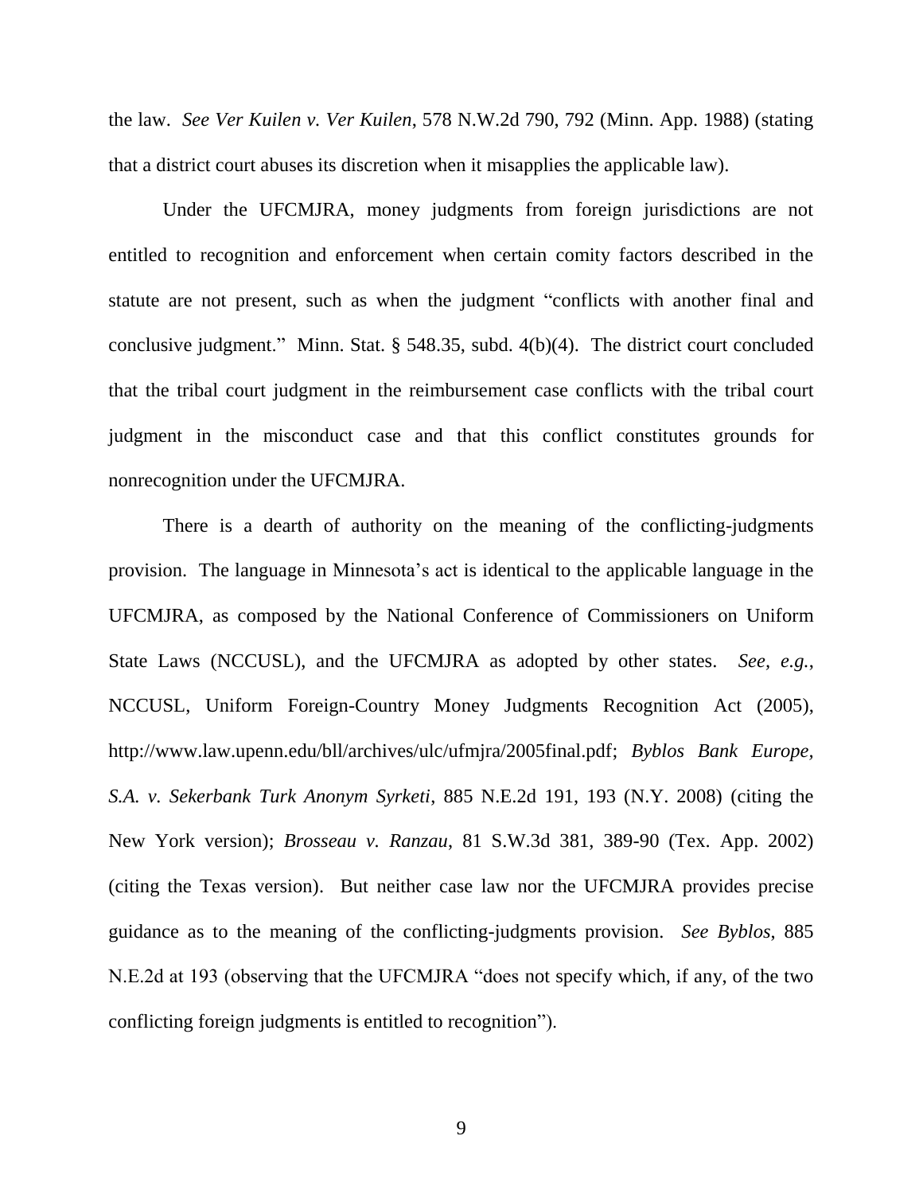the law. *See Ver Kuilen v. Ver Kuilen*, 578 N.W.2d 790, 792 (Minn. App. 1988) (stating that a district court abuses its discretion when it misapplies the applicable law).

Under the UFCMJRA, money judgments from foreign jurisdictions are not entitled to recognition and enforcement when certain comity factors described in the statute are not present, such as when the judgment "conflicts with another final and conclusive judgment." Minn. Stat. § 548.35, subd. 4(b)(4). The district court concluded that the tribal court judgment in the reimbursement case conflicts with the tribal court judgment in the misconduct case and that this conflict constitutes grounds for nonrecognition under the UFCMJRA.

There is a dearth of authority on the meaning of the conflicting-judgments provision. The language in Minnesota's act is identical to the applicable language in the UFCMJRA, as composed by the National Conference of Commissioners on Uniform State Laws (NCCUSL), and the UFCMJRA as adopted by other states. *See, e.g.*, NCCUSL, Uniform Foreign-Country Money Judgments Recognition Act (2005), http://www.law.upenn.edu/bll/archives/ulc/ufmjra/2005final.pdf; *Byblos Bank Europe, S.A. v. Sekerbank Turk Anonym Syrketi*, 885 N.E.2d 191, 193 (N.Y. 2008) (citing the New York version); *Brosseau v. Ranzau*, 81 S.W.3d 381, 389-90 (Tex. App. 2002) (citing the Texas version). But neither case law nor the UFCMJRA provides precise guidance as to the meaning of the conflicting-judgments provision. *See Byblos*, 885 N.E.2d at 193 (observing that the UFCMJRA "does not specify which, if any, of the two conflicting foreign judgments is entitled to recognition").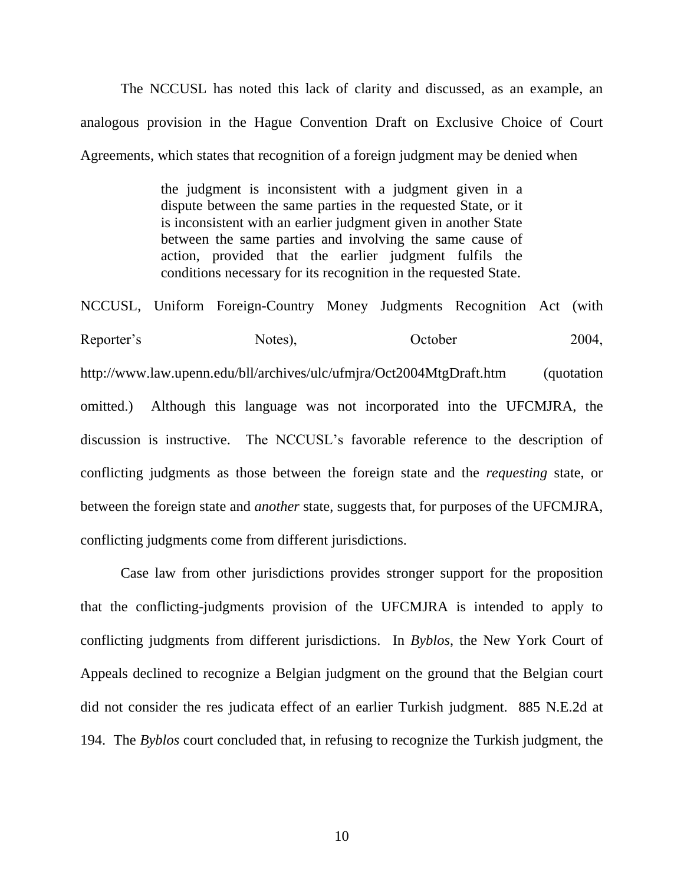The NCCUSL has noted this lack of clarity and discussed, as an example, an analogous provision in the Hague Convention Draft on Exclusive Choice of Court Agreements, which states that recognition of a foreign judgment may be denied when

> the judgment is inconsistent with a judgment given in a dispute between the same parties in the requested State, or it is inconsistent with an earlier judgment given in another State between the same parties and involving the same cause of action, provided that the earlier judgment fulfils the conditions necessary for its recognition in the requested State.

NCCUSL, Uniform Foreign-Country Money Judgments Recognition Act (with Reporter's Notes), October 2004, http://www.law.upenn.edu/bll/archives/ulc/ufmjra/Oct2004MtgDraft.htm (quotation omitted.) Although this language was not incorporated into the UFCMJRA, the discussion is instructive. The NCCUSL's favorable reference to the description of conflicting judgments as those between the foreign state and the *requesting* state, or between the foreign state and *another* state, suggests that, for purposes of the UFCMJRA, conflicting judgments come from different jurisdictions.

Case law from other jurisdictions provides stronger support for the proposition that the conflicting-judgments provision of the UFCMJRA is intended to apply to conflicting judgments from different jurisdictions. In *Byblos*, the New York Court of Appeals declined to recognize a Belgian judgment on the ground that the Belgian court did not consider the res judicata effect of an earlier Turkish judgment. 885 N.E.2d at 194. The *Byblos* court concluded that, in refusing to recognize the Turkish judgment, the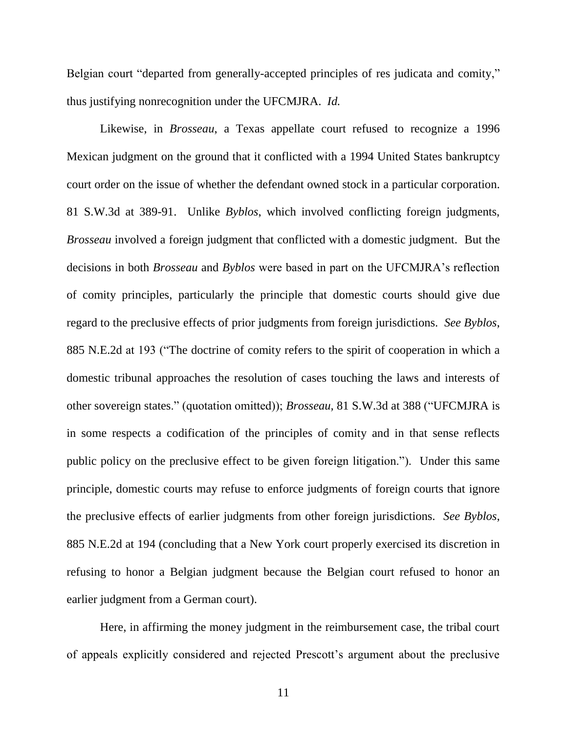Belgian court "departed from generally-accepted principles of res judicata and comity," thus justifying nonrecognition under the UFCMJRA. *Id.*

Likewise, in *Brosseau*, a Texas appellate court refused to recognize a 1996 Mexican judgment on the ground that it conflicted with a 1994 United States bankruptcy court order on the issue of whether the defendant owned stock in a particular corporation. 81 S.W.3d at 389-91. Unlike *Byblos*, which involved conflicting foreign judgments, *Brosseau* involved a foreign judgment that conflicted with a domestic judgment. But the decisions in both *Brosseau* and *Byblos* were based in part on the UFCMJRA's reflection of comity principles, particularly the principle that domestic courts should give due regard to the preclusive effects of prior judgments from foreign jurisdictions. *See Byblos*, 885 N.E.2d at 193 ("The doctrine of comity refers to the spirit of cooperation in which a domestic tribunal approaches the resolution of cases touching the laws and interests of other sovereign states." (quotation omitted)); *Brosseau*, 81 S.W.3d at 388 ("UFCMJRA is in some respects a codification of the principles of comity and in that sense reflects public policy on the preclusive effect to be given foreign litigation."). Under this same principle, domestic courts may refuse to enforce judgments of foreign courts that ignore the preclusive effects of earlier judgments from other foreign jurisdictions. *See Byblos*, 885 N.E.2d at 194 (concluding that a New York court properly exercised its discretion in refusing to honor a Belgian judgment because the Belgian court refused to honor an earlier judgment from a German court).

Here, in affirming the money judgment in the reimbursement case, the tribal court of appeals explicitly considered and rejected Prescott's argument about the preclusive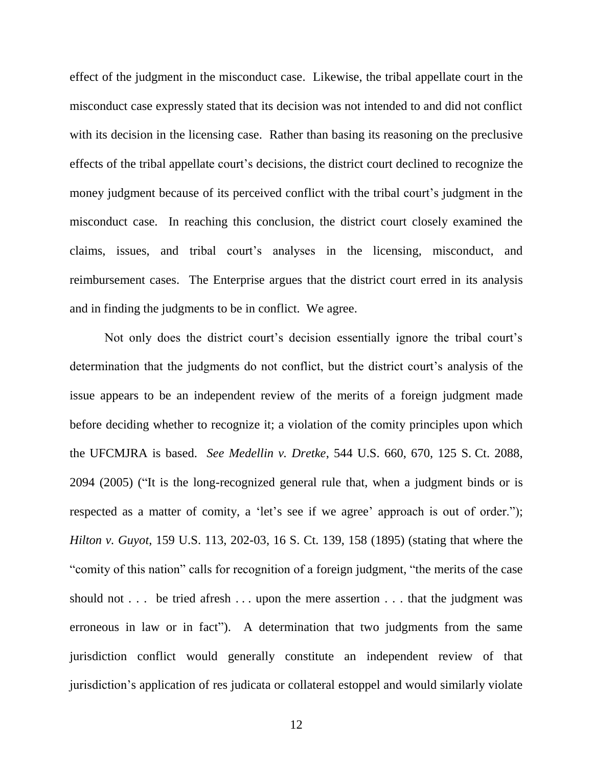effect of the judgment in the misconduct case. Likewise, the tribal appellate court in the misconduct case expressly stated that its decision was not intended to and did not conflict with its decision in the licensing case. Rather than basing its reasoning on the preclusive effects of the tribal appellate court's decisions, the district court declined to recognize the money judgment because of its perceived conflict with the tribal court's judgment in the misconduct case. In reaching this conclusion, the district court closely examined the claims, issues, and tribal court's analyses in the licensing, misconduct, and reimbursement cases. The Enterprise argues that the district court erred in its analysis and in finding the judgments to be in conflict. We agree.

Not only does the district court's decision essentially ignore the tribal court's determination that the judgments do not conflict, but the district court's analysis of the issue appears to be an independent review of the merits of a foreign judgment made before deciding whether to recognize it; a violation of the comity principles upon which the UFCMJRA is based. *See Medellin v. Dretke*, 544 U.S. 660, 670, 125 S. Ct. 2088, 2094 (2005) ("It is the long-recognized general rule that, when a judgment binds or is respected as a matter of comity, a 'let's see if we agree' approach is out of order."); *Hilton v. Guyot*, 159 U.S. 113, 202-03, 16 S. Ct. 139, 158 (1895) (stating that where the "comity of this nation" calls for recognition of a foreign judgment, "the merits of the case should not . . . be tried afresh . . . upon the mere assertion . . . that the judgment was erroneous in law or in fact"). A determination that two judgments from the same jurisdiction conflict would generally constitute an independent review of that jurisdiction's application of res judicata or collateral estoppel and would similarly violate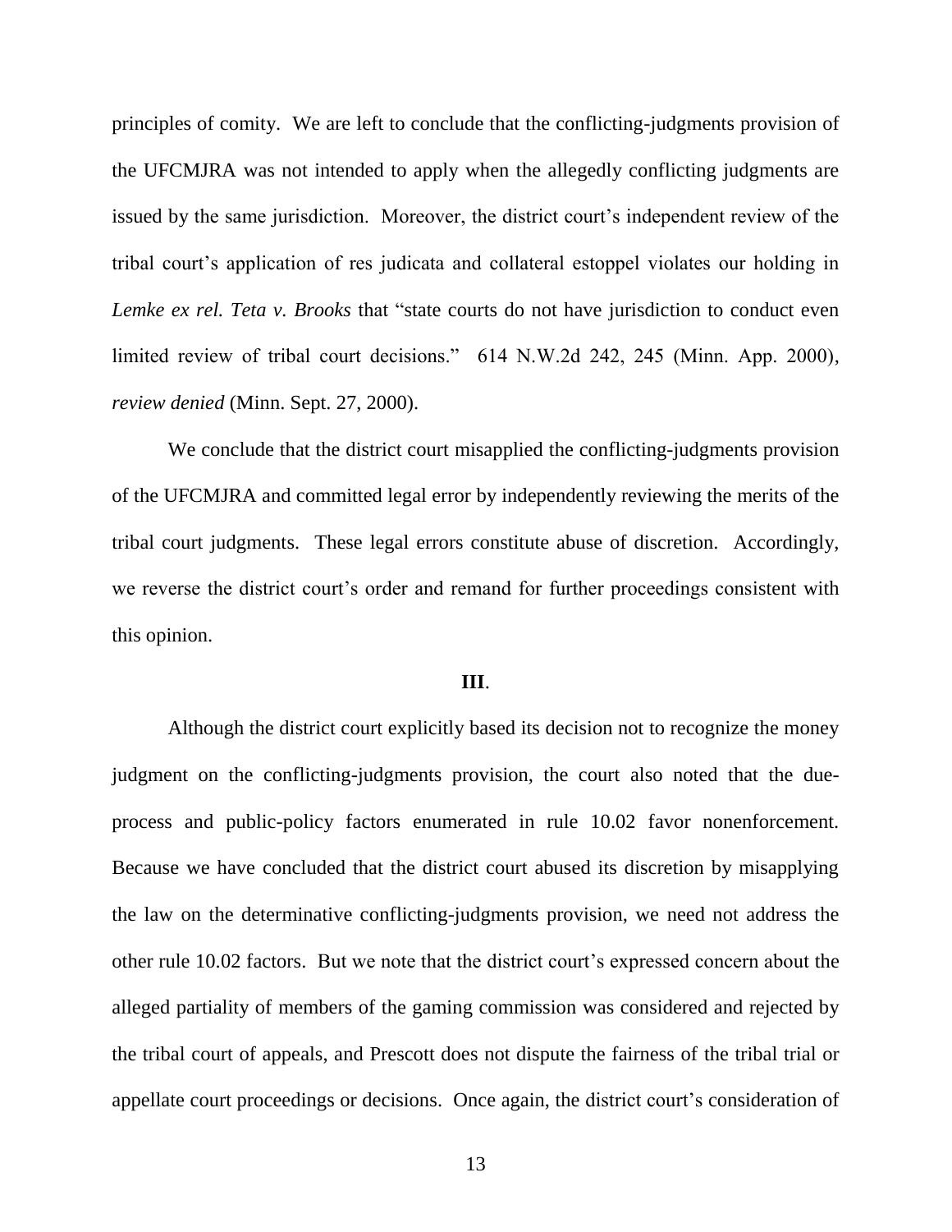principles of comity. We are left to conclude that the conflicting-judgments provision of the UFCMJRA was not intended to apply when the allegedly conflicting judgments are issued by the same jurisdiction. Moreover, the district court's independent review of the tribal court's application of res judicata and collateral estoppel violates our holding in *Lemke ex rel. Teta v. Brooks* that "state courts do not have jurisdiction to conduct even limited review of tribal court decisions." 614 N.W.2d 242, 245 (Minn. App. 2000), *review denied* (Minn. Sept. 27, 2000).

We conclude that the district court misapplied the conflicting-judgments provision of the UFCMJRA and committed legal error by independently reviewing the merits of the tribal court judgments. These legal errors constitute abuse of discretion. Accordingly, we reverse the district court's order and remand for further proceedings consistent with this opinion.

## III.

Although the district court explicitly based its decision not to recognize the money judgment on the conflicting-judgments provision, the court also noted that the due-process and public-policy factors enumerated in rule 10.02 favor nonenforcement. Because we have concluded that the district court abused its discretion by misapplying the law on the determinative conflicting-judgments provision, we need not address the other rule 10.02 factors. But we note that the district court's expressed concern about the alleged partiality of members of the gaming commission was considered and rejected by the tribal court of appeals, and Prescott does not dispute the fairness of the tribal trial or appellate court proceedings or decisions. Once again, the district court's consideration of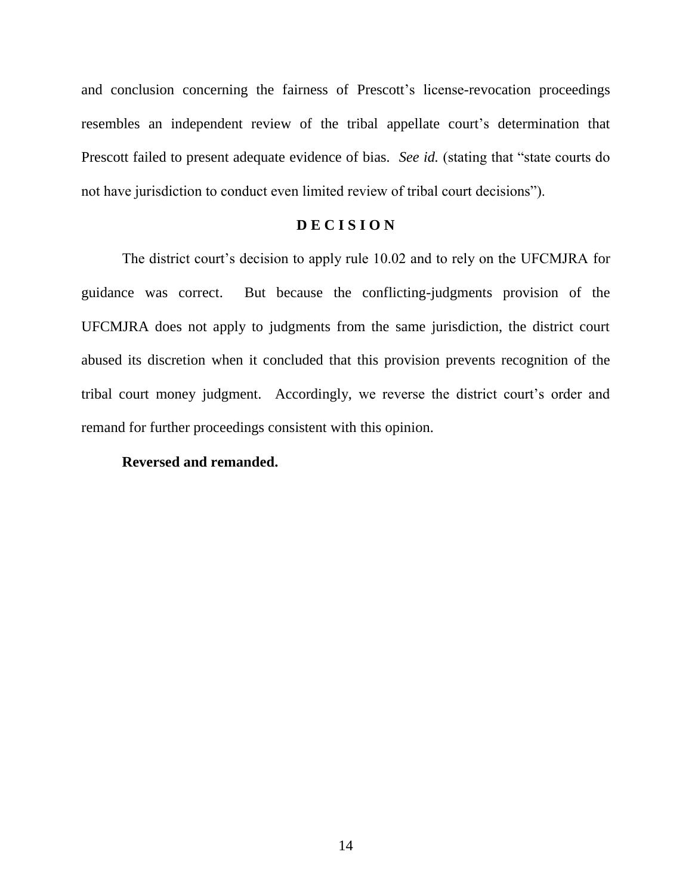and conclusion concerning the fairness of Prescott's license-revocation proceedings resembles an independent review of the tribal appellate court's determination that Prescott failed to present adequate evidence of bias. *See id.* (stating that "state courts do not have jurisdiction to conduct even limited review of tribal court decisions").

## D E C I S I O N

The district court's decision to apply rule 10.02 and to rely on the UFCMJRA for guidance was correct. But because the conflicting-judgments provision of the UFCMJRA does not apply to judgments from the same jurisdiction, the district court abused its discretion when it concluded that this provision prevents recognition of the tribal court money judgment. Accordingly, we reverse the district court's order and remand for further proceedings consistent with this opinion.

**Reversed and remanded.**